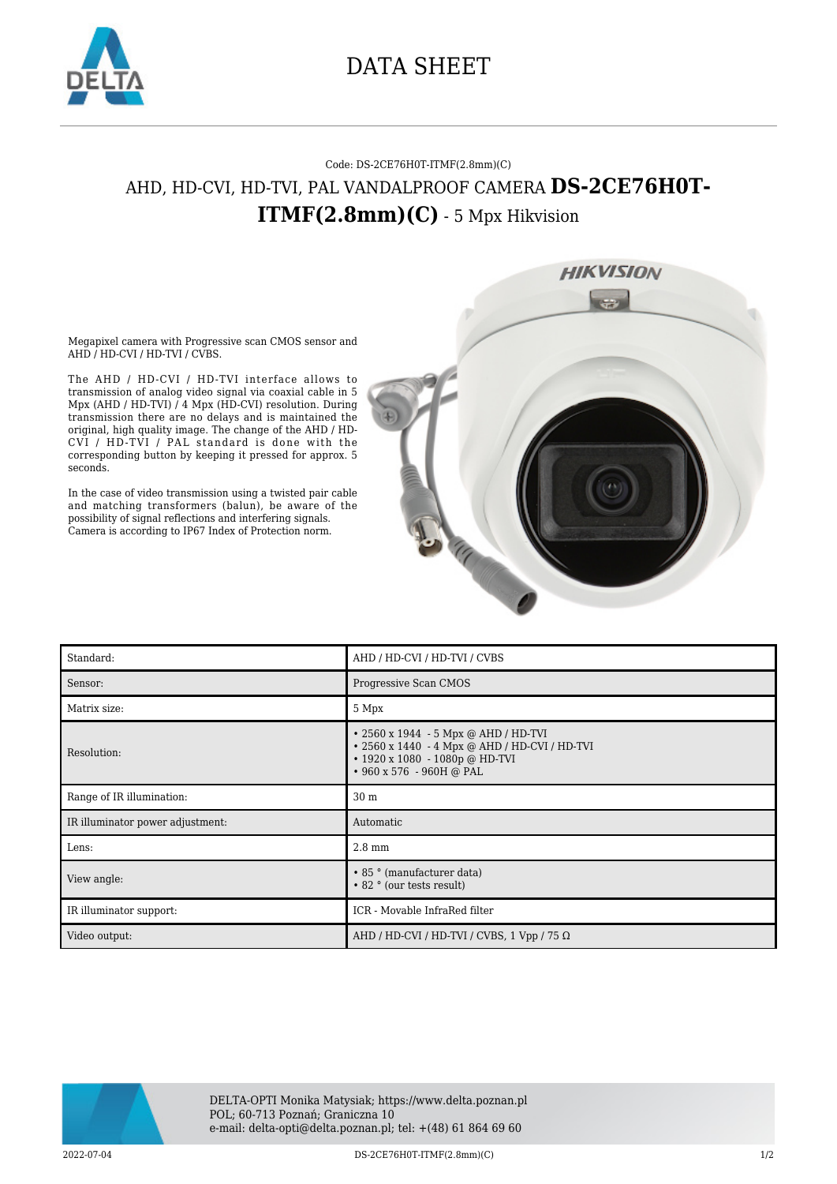# DATA SHEET

Code: DS-2CE76H0T-ITMF(2.8mm)(C)

## AHD, HD-CVI, HD-TVI, PAL VANDALPROOF CAMERA **DS-2CE76H0T-ITMF(2.8mm)(C)** - 5 Mpx Hikvision

Megapixel camera with Progressive scan CMOS sensor and AHD / HD-CVI / HD-TVI / CVBS.

The AHD / HD-CVI / HD-TVI interface allows to transmission of analog video signal via coaxial cable in 5 Mpx (AHD / HD-TVI) / 4 Mpx (HD-CVI) resolution. During transmission there are no delays and is maintained the original, high quality image. The change of the AHD / HD-CVI / HD-TVI / PAL standard is done with the corresponding button by keeping it pressed for approx. 5 seconds.

In the case of video transmission using a twisted pair cable and matching transformers (balun), be aware of the possibility of signal reflections and interfering signals. Camera is according to IP67 Index of Protection norm.

| Standard: | AHD / HD-CVI / HD-TVI / CVBS |
|---|---|
| Sensor: | Progressive Scan CMOS |
| Matrix size: | 5 Mpx |
| Resolution: | • 2560 x 1944 - 5 Mpx @ AHD / HD-TVI<br>• 2560 x 1440 - 4 Mpx @ AHD / HD-CVI / HD-TVI<br>• 1920 x 1080 - 1080p @ HD-TVI<br>• 960 x 576 - 960H @ PAL |
| Range of IR illumination: | 30 m |
| IR illuminator power adjustment: | Automatic |
| Lens: | 2.8 mm |
| View angle: | • 85 ° (manufacturer data)<br>• 82 ° (our tests result) |
| IR illuminator support: | ICR - Movable InfraRed filter |
| Video output: | AHD / HD-CVI / HD-TVI / CVBS, 1 Vpp / 75 Ω |

DELTA-OPTI Monika Matysiak; https://www.delta.poznan.pl
POL; 60-713 Poznań; Graniczna 10
e-mail: delta-opti@delta.poznan.pl; tel: +(48) 61 864 69 60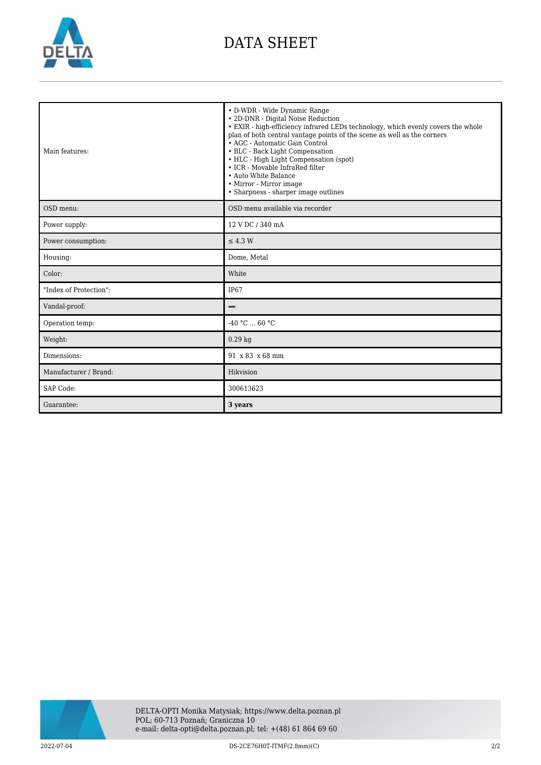# DATA SHEET

| | |
|---|---|
| Main features: | • D-WDR - Wide Dynamic Range<br>• 2D-DNR - Digital Noise Reduction<br>• EXIR - high-efficiency infrared LEDs technology, which evenly covers the whole plan of both central vantage points of the scene as well as the corners<br>• AGC - Automatic Gain Control<br>• BLC - Back Light Compensation<br>• HLC - High Light Compensation (spot)<br>• ICR - Movable InfraRed filter<br>• Auto White Balance<br>• Mirror - Mirror image<br>• Sharpness - sharper image outlines |
| OSD menu: | OSD menu available via recorder |
| Power supply: | 12 V DC / 340 mA |
| Power consumption: | ≤ 4.3 W |
| Housing: | Dome, Metal |
| Color: | White |
| "Index of Protection": | IP67 |
| Vandal-proof: | − |
| Operation temp: | -40 °C ... 60 °C |
| Weight: | 0.29 kg |
| Dimensions: | 91 x 83 x 68 mm |
| Manufacturer / Brand: | Hikvision |
| SAP Code: | 300613623 |
| Guarantee: | **3 years** |

DELTA-OPTI Monika Matysiak; https://www.delta.poznan.pl
POL; 60-713 Poznań; Graniczna 10
e-mail: delta-opti@delta.poznan.pl; tel: +(48) 61 864 69 60

2022-07-04 DS-2CE76H0T-ITMF(2.8mm)(C)